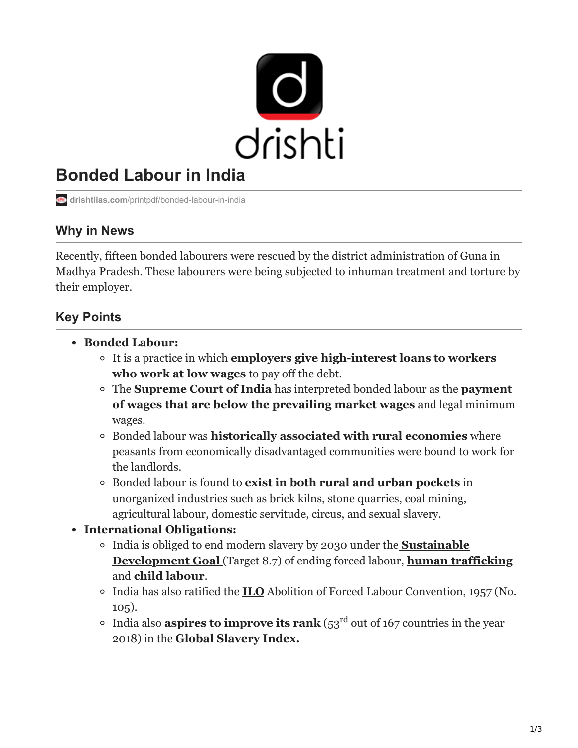# Bonded Labour in India

drishtiias.com/printpdf/bonded-labour-in-india

## Why in News

Recently, fifteen bonded labourers were rescued by the district administration of Guna in Madhya Pradesh. These labourers were being subjected to inhuman treatment and torture by their employer.

## Key Points

- **Bonded Labour:**
  - It is a practice in which **employers give high-interest loans to workers who work at low wages** to pay off the debt.
  - The **Supreme Court of India** has interpreted bonded labour as the **payment of wages that are below the prevailing market wages** and legal minimum wages.
  - Bonded labour was **historically associated with rural economies** where peasants from economically disadvantaged communities were bound to work for the landlords.
  - Bonded labour is found to **exist in both rural and urban pockets** in unorganized industries such as brick kilns, stone quarries, coal mining, agricultural labour, domestic servitude, circus, and sexual slavery.
- **International Obligations:**
  - India is obliged to end modern slavery by 2030 under the **Sustainable Development Goal** (Target 8.7) of ending forced labour, **human trafficking** and **child labour**.
  - India has also ratified the **ILO** Abolition of Forced Labour Convention, 1957 (No. 105).
  - India also **aspires to improve its rank** (53rd out of 167 countries in the year 2018) in the **Global Slavery Index.**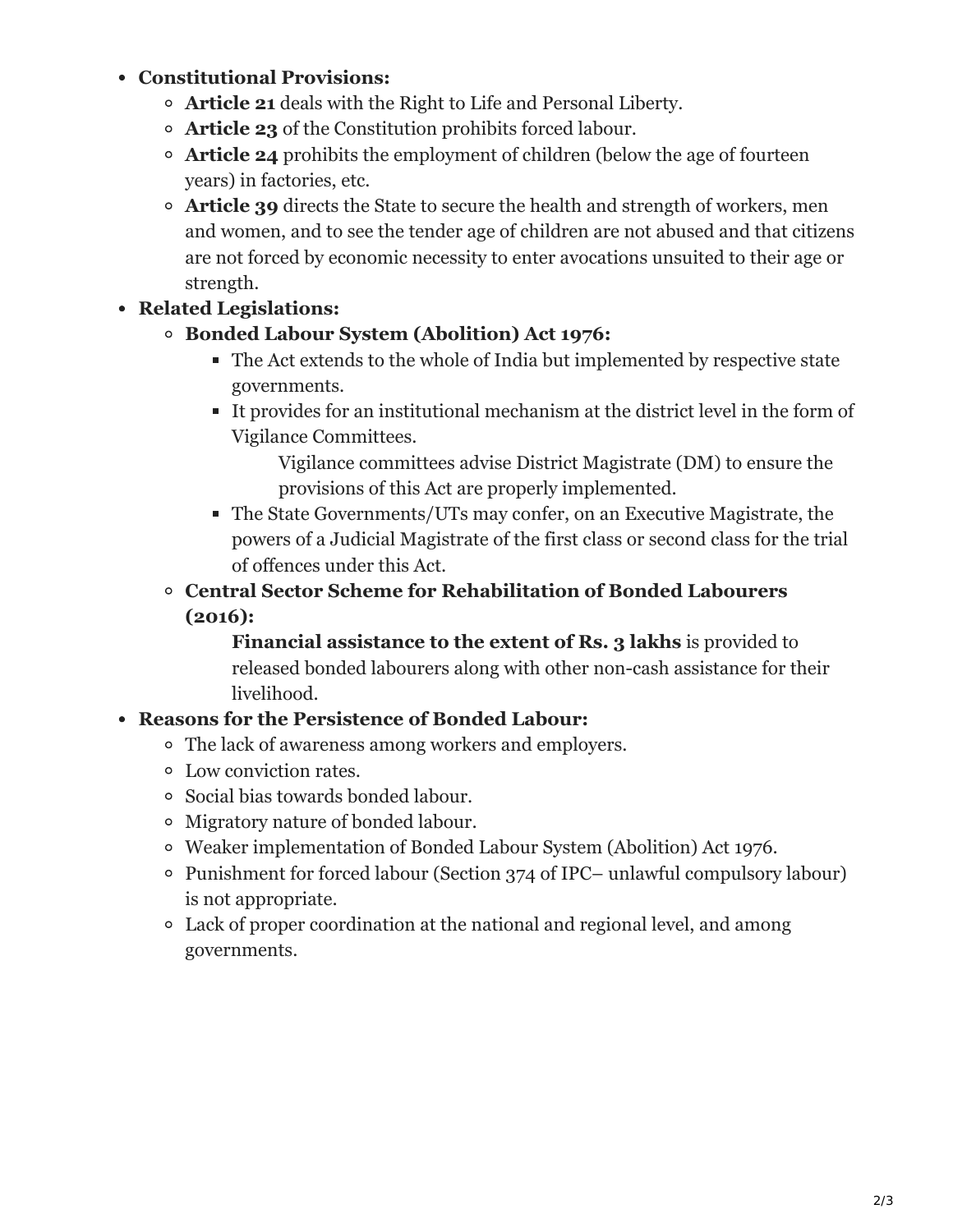- **Constitutional Provisions:**
  - **Article 21** deals with the Right to Life and Personal Liberty.
  - **Article 23** of the Constitution prohibits forced labour.
  - **Article 24** prohibits the employment of children (below the age of fourteen years) in factories, etc.
  - **Article 39** directs the State to secure the health and strength of workers, men and women, and to see the tender age of children are not abused and that citizens are not forced by economic necessity to enter avocations unsuited to their age or strength.
- **Related Legislations:**
  - **Bonded Labour System (Abolition) Act 1976:**
    - The Act extends to the whole of India but implemented by respective state governments.
    - It provides for an institutional mechanism at the district level in the form of Vigilance Committees.
      - Vigilance committees advise District Magistrate (DM) to ensure the provisions of this Act are properly implemented.
    - The State Governments/UTs may confer, on an Executive Magistrate, the powers of a Judicial Magistrate of the first class or second class for the trial of offences under this Act.
  - **Central Sector Scheme for Rehabilitation of Bonded Labourers (2016):**
    - **Financial assistance to the extent of Rs. 3 lakhs** is provided to released bonded labourers along with other non-cash assistance for their livelihood.
- **Reasons for the Persistence of Bonded Labour:**
  - The lack of awareness among workers and employers.
  - Low conviction rates.
  - Social bias towards bonded labour.
  - Migratory nature of bonded labour.
  - Weaker implementation of Bonded Labour System (Abolition) Act 1976.
  - Punishment for forced labour (Section 374 of IPC– unlawful compulsory labour) is not appropriate.
  - Lack of proper coordination at the national and regional level, and among governments.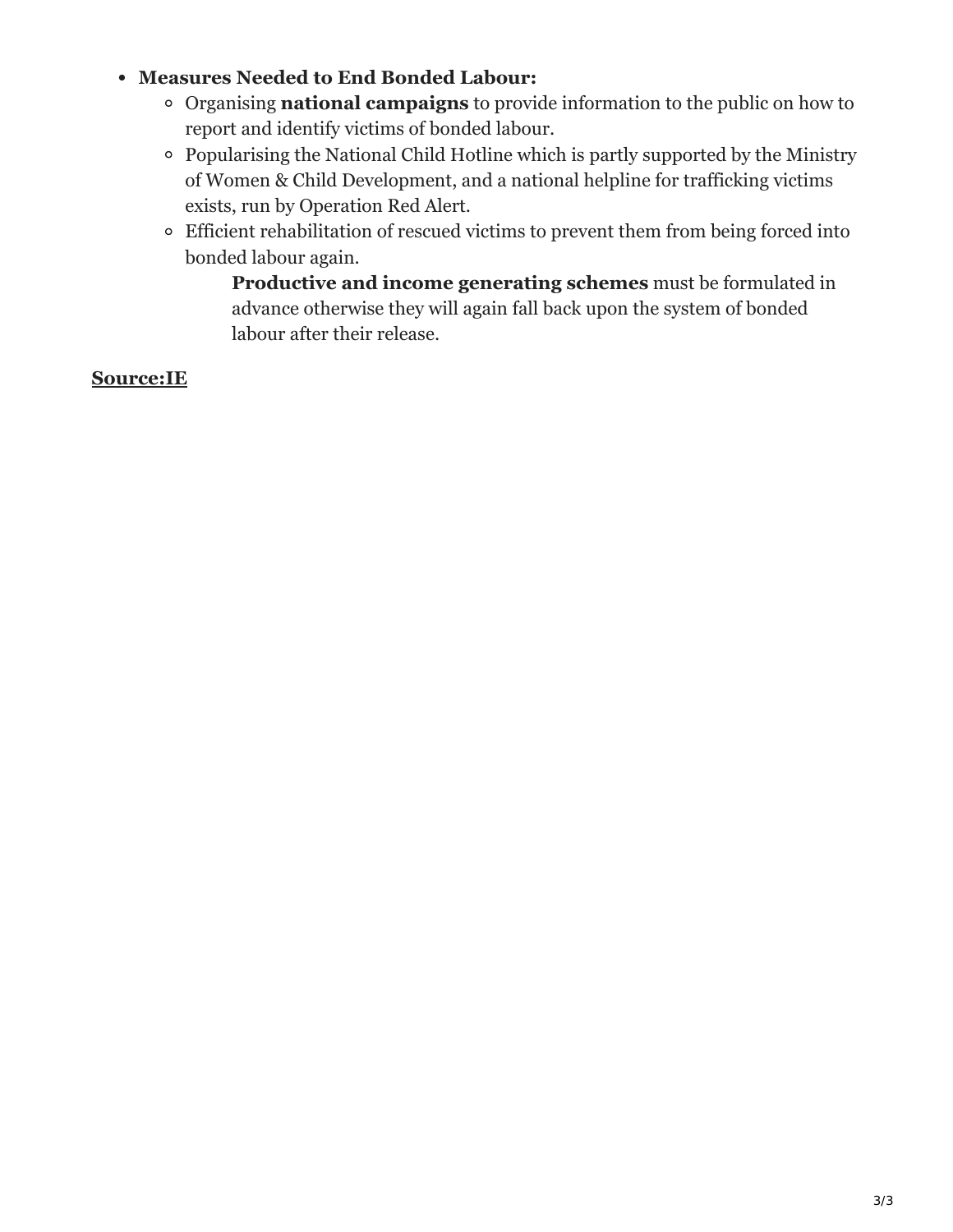- **Measures Needed to End Bonded Labour:**
  - Organising **national campaigns** to provide information to the public on how to report and identify victims of bonded labour.
  - Popularising the National Child Hotline which is partly supported by the Ministry of Women & Child Development, and a national helpline for trafficking victims exists, run by Operation Red Alert.
  - Efficient rehabilitation of rescued victims to prevent them from being forced into bonded labour again.
    - **Productive and income generating schemes** must be formulated in advance otherwise they will again fall back upon the system of bonded labour after their release.

**Source:IE**